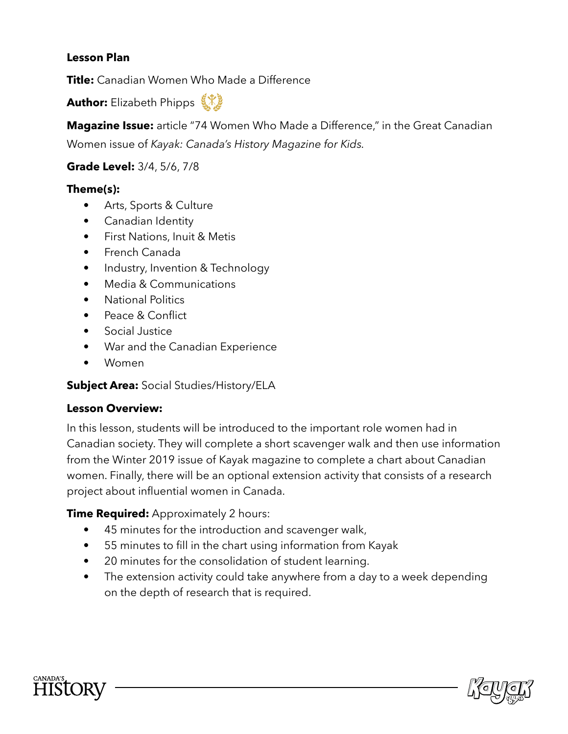**Lesson Plan**

**Title:** Canadian Women Who Made a Difference

**Author:** Elizabeth Phipps

**Magazine Issue:** article "74 Women Who Made a Difference," in the Great Canadian Women issue of *Kayak: Canada's History Magazine for Kids*.

**Grade Level:** 3/4, 5/6, 7/8

**Theme(s):**

- Arts, Sports & Culture
- Canadian Identity
- First Nations, Inuit & Metis
- French Canada
- Industry, Invention & Technology
- Media & Communications
- National Politics
- Peace & Conflict
- Social Justice
- War and the Canadian Experience
- Women

**Subject Area:** Social Studies/History/ELA

**Lesson Overview:**

In this lesson, students will be introduced to the important role women had in Canadian society. They will complete a short scavenger walk and then use information from the Winter 2019 issue of Kayak magazine to complete a chart about Canadian women. Finally, there will be an optional extension activity that consists of a research project about influential women in Canada.

**Time Required:** Approximately 2 hours:

- 45 minutes for the introduction and scavenger walk,
- 55 minutes to fill in the chart using information from Kayak
- 20 minutes for the consolidation of student learning.
- The extension activity could take anywhere from a day to a week depending on the depth of research that is required.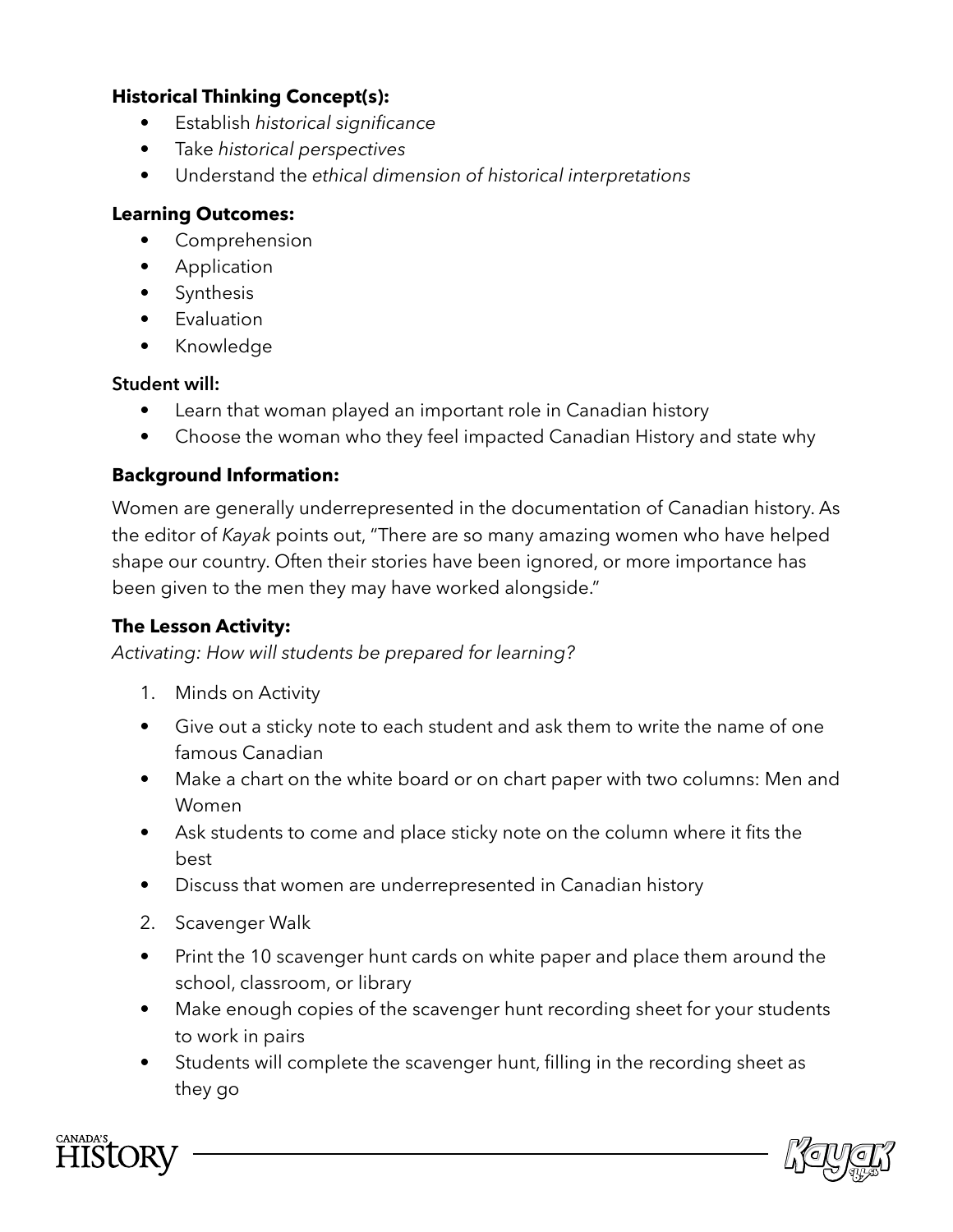**Historical Thinking Concept(s):**

- Establish *historical significance*
- Take *historical perspectives*
- Understand the *ethical dimension of historical interpretations*

**Learning Outcomes:**

- Comprehension
- Application
- Synthesis
- Evaluation
- Knowledge

**Student will:**

- Learn that woman played an important role in Canadian history
- Choose the woman who they feel impacted Canadian History and state why

**Background Information:**

Women are generally underrepresented in the documentation of Canadian history. As the editor of *Kayak* points out, "There are so many amazing women who have helped shape our country. Often their stories have been ignored, or more importance has been given to the men they may have worked alongside."

**The Lesson Activity:**

*Activating: How will students be prepared for learning?*

1. Minds on Activity

- Give out a sticky note to each student and ask them to write the name of one famous Canadian
- Make a chart on the white board or on chart paper with two columns: Men and Women
- Ask students to come and place sticky note on the column where it fits the best
- Discuss that women are underrepresented in Canadian history

2. Scavenger Walk

- Print the 10 scavenger hunt cards on white paper and place them around the school, classroom, or library
- Make enough copies of the scavenger hunt recording sheet for your students to work in pairs
- Students will complete the scavenger hunt, filling in the recording sheet as they go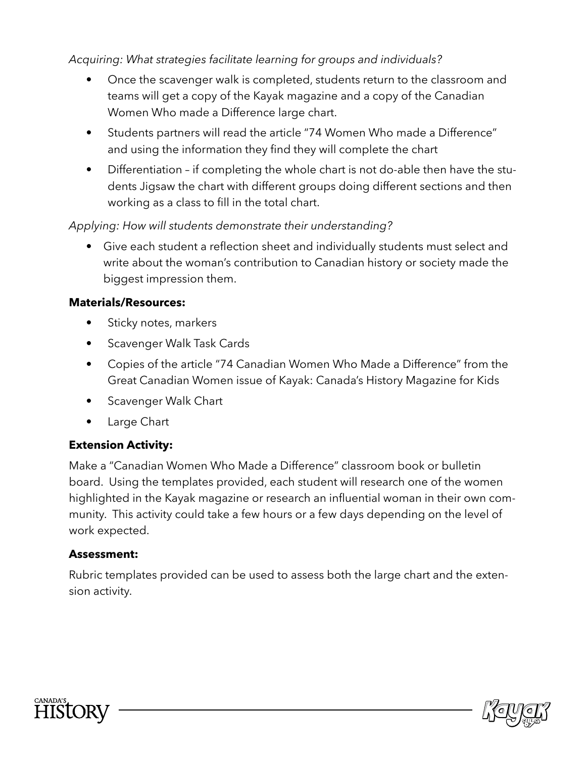*Acquiring: What strategies facilitate learning for groups and individuals?*

- Once the scavenger walk is completed, students return to the classroom and teams will get a copy of the Kayak magazine and a copy of the Canadian Women Who made a Difference large chart.
- Students partners will read the article "74 Women Who made a Difference" and using the information they find they will complete the chart
- Differentiation – if completing the whole chart is not do-able then have the students Jigsaw the chart with different groups doing different sections and then working as a class to fill in the total chart.

*Applying: How will students demonstrate their understanding?*

- Give each student a reflection sheet and individually students must select and write about the woman's contribution to Canadian history or society made the biggest impression them.

**Materials/Resources:**

- Sticky notes, markers
- Scavenger Walk Task Cards
- Copies of the article "74 Canadian Women Who Made a Difference" from the Great Canadian Women issue of Kayak: Canada's History Magazine for Kids
- Scavenger Walk Chart
- Large Chart

**Extension Activity:**

Make a "Canadian Women Who Made a Difference" classroom book or bulletin board. Using the templates provided, each student will research one of the women highlighted in the Kayak magazine or research an influential woman in their own community. This activity could take a few hours or a few days depending on the level of work expected.

**Assessment:**

Rubric templates provided can be used to assess both the large chart and the extension activity.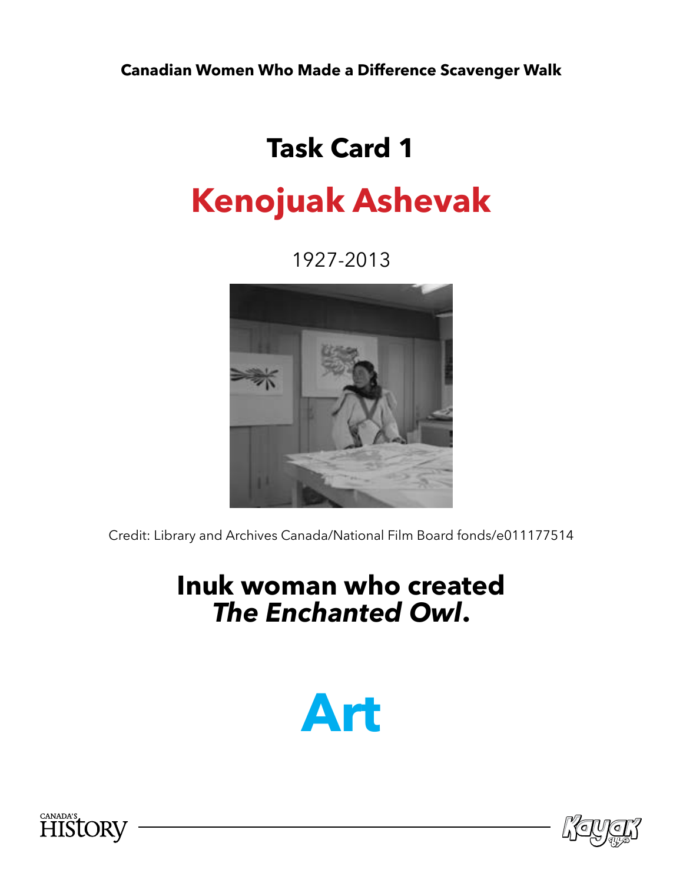**Canadian Women Who Made a Difference Scavenger Walk**

# Task Card 1

# Kenojuak Ashevak

1927-2013

Credit: Library and Archives Canada/National Film Board fonds/e011177514

## Inuk woman who created *The Enchanted Owl*.

# Art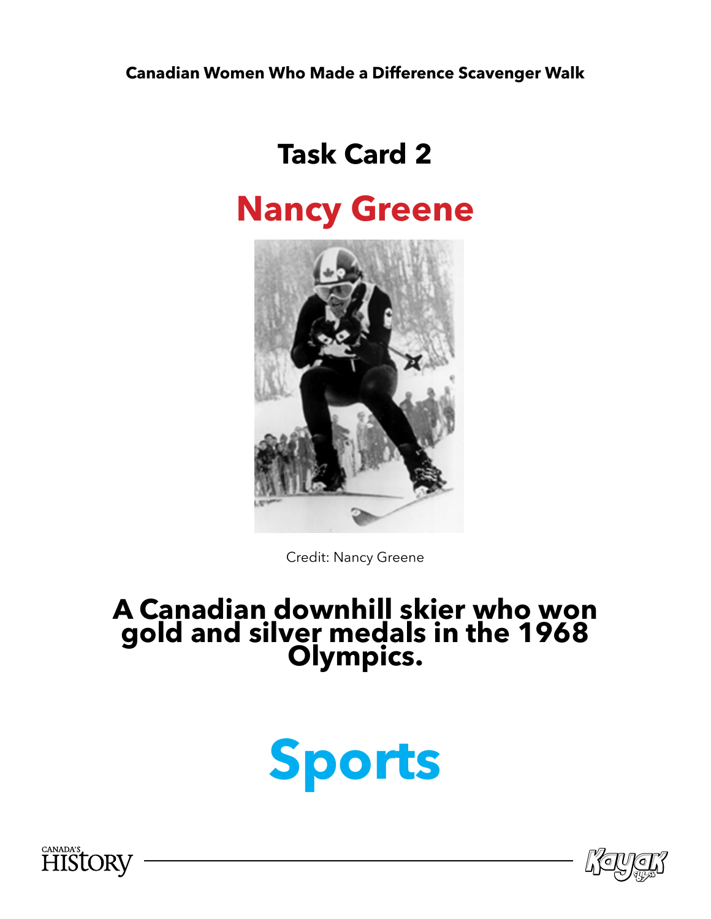Canadian Women Who Made a Difference Scavenger Walk

# Task Card 2

## Nancy Greene

Credit: Nancy Greene

**A Canadian downhill skier who won gold and silver medals in the 1968 Olympics.**

## Sports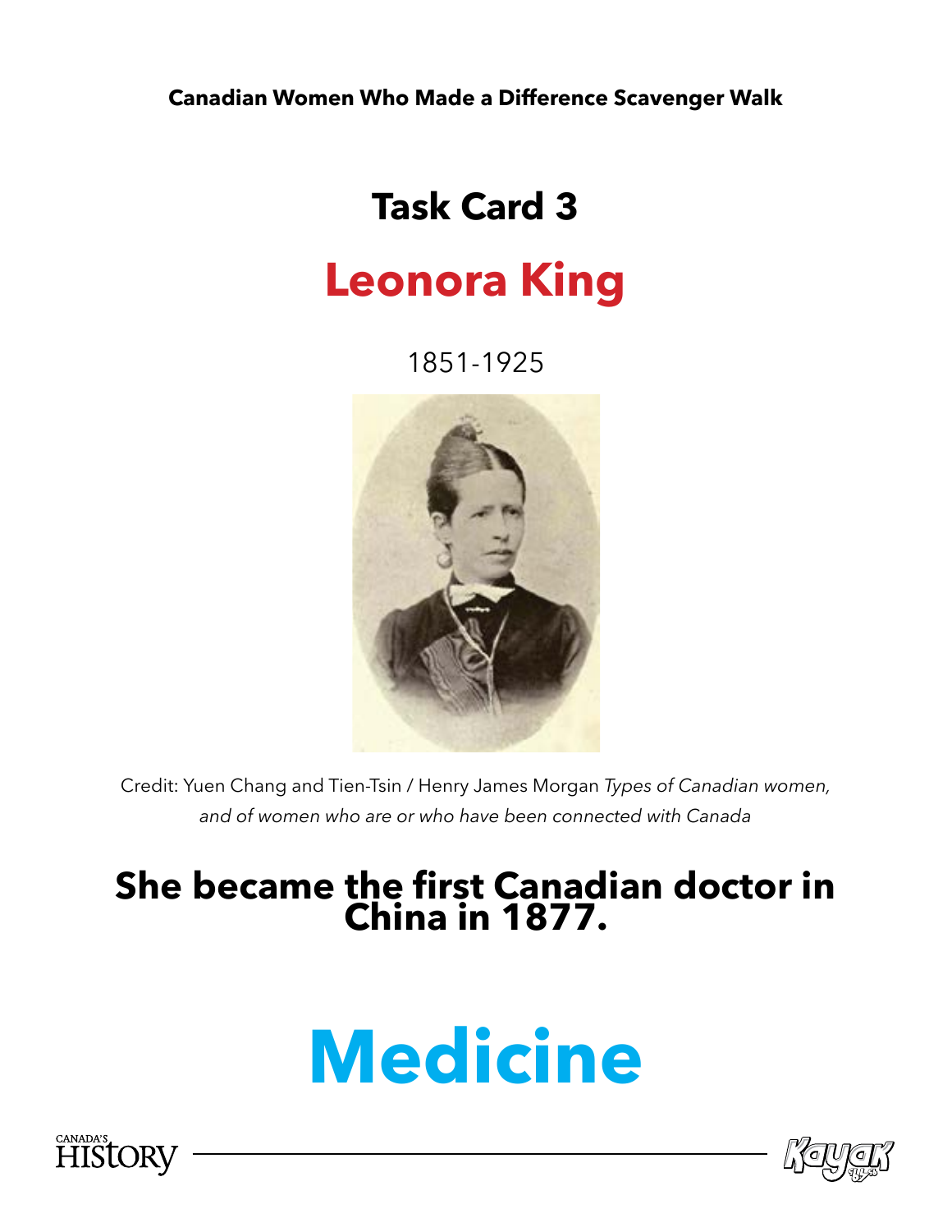**Canadian Women Who Made a Difference Scavenger Walk**

# Task Card 3

## Leonora King

1851-1925

Credit: Yuen Chang and Tien-Tsin / Henry James Morgan *Types of Canadian women, and of women who are or who have been connected with Canada*

**She became the first Canadian doctor in China in 1877.**

# Medicine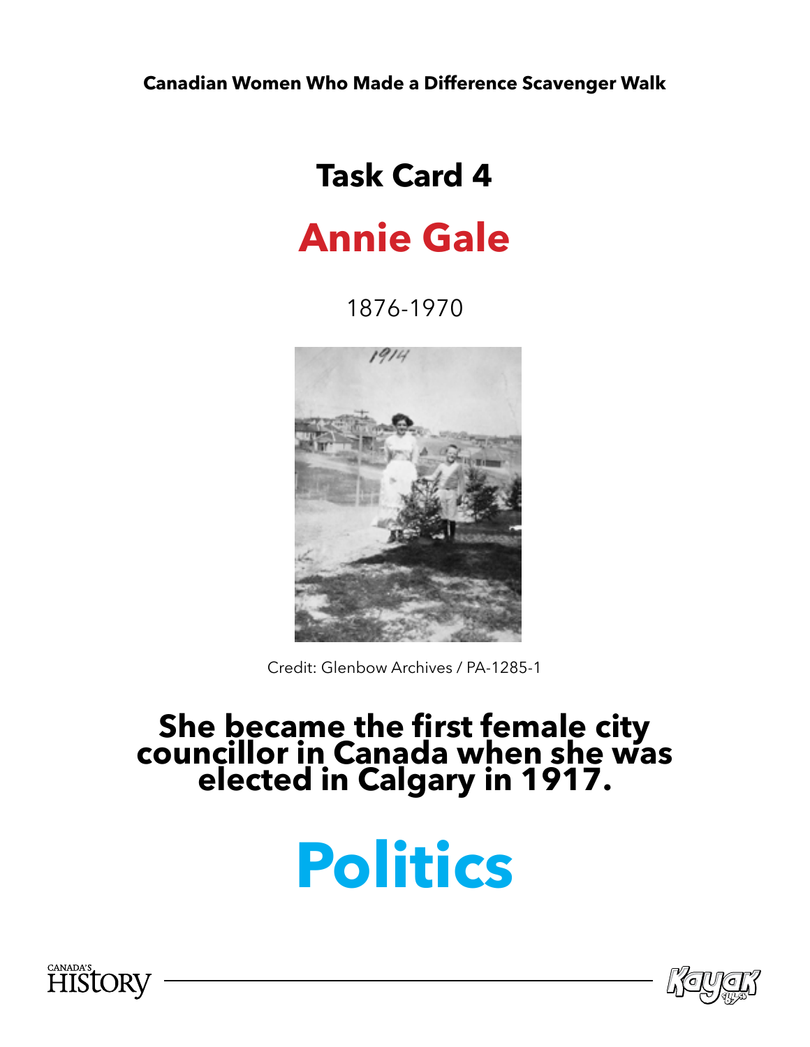**Canadian Women Who Made a Difference Scavenger Walk**

# Task Card 4

## Annie Gale

1876-1970

Credit: Glenbow Archives / PA-1285-1

**She became the first female city councillor in Canada when she was elected in Calgary in 1917.**

# Politics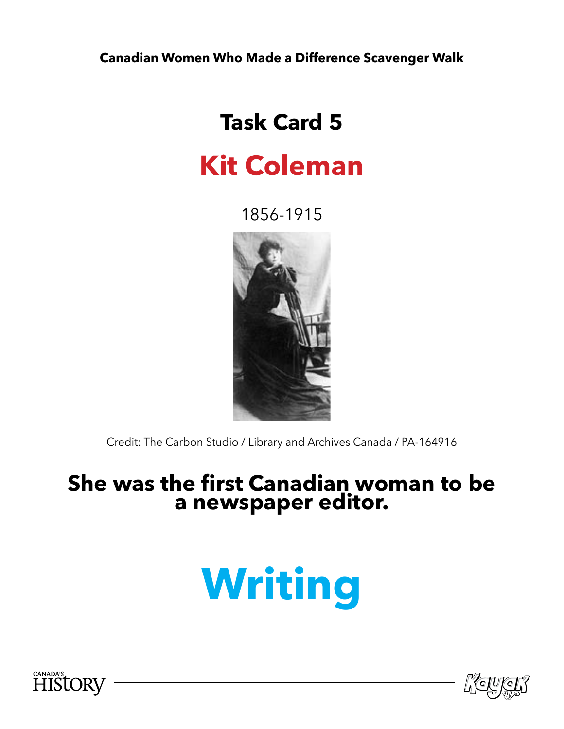**Canadian Women Who Made a Difference Scavenger Walk**

# Task Card 5

## Kit Coleman

1856-1915

Credit: The Carbon Studio / Library and Archives Canada / PA-164916

### She was the first Canadian woman to be a newspaper editor.

# Writing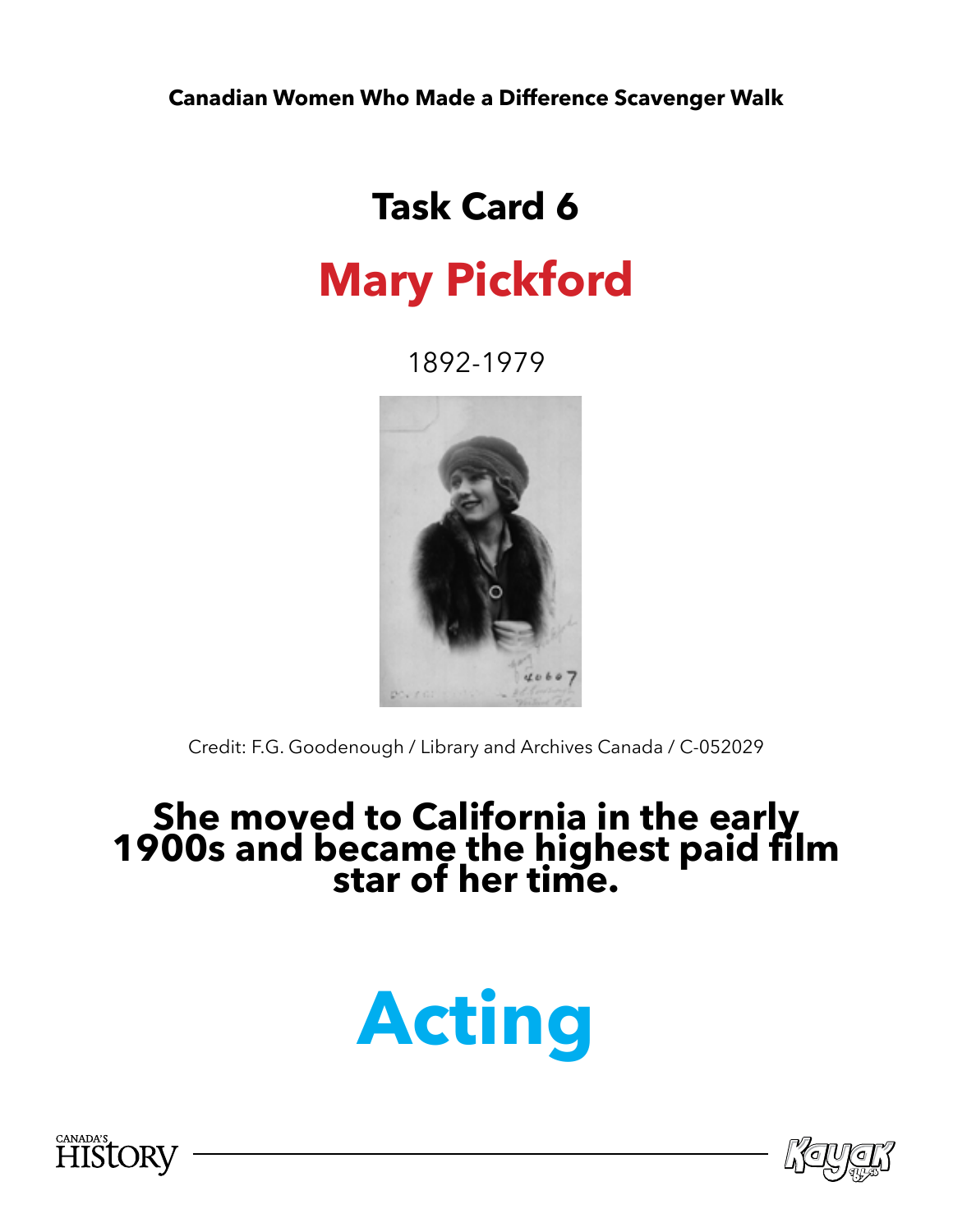**Canadian Women Who Made a Difference Scavenger Walk**

# Task Card 6

## Mary Pickford

1892-1979

Credit: F.G. Goodenough / Library and Archives Canada / C-052029

**She moved to California in the early 1900s and became the highest paid film star of her time.**

# Acting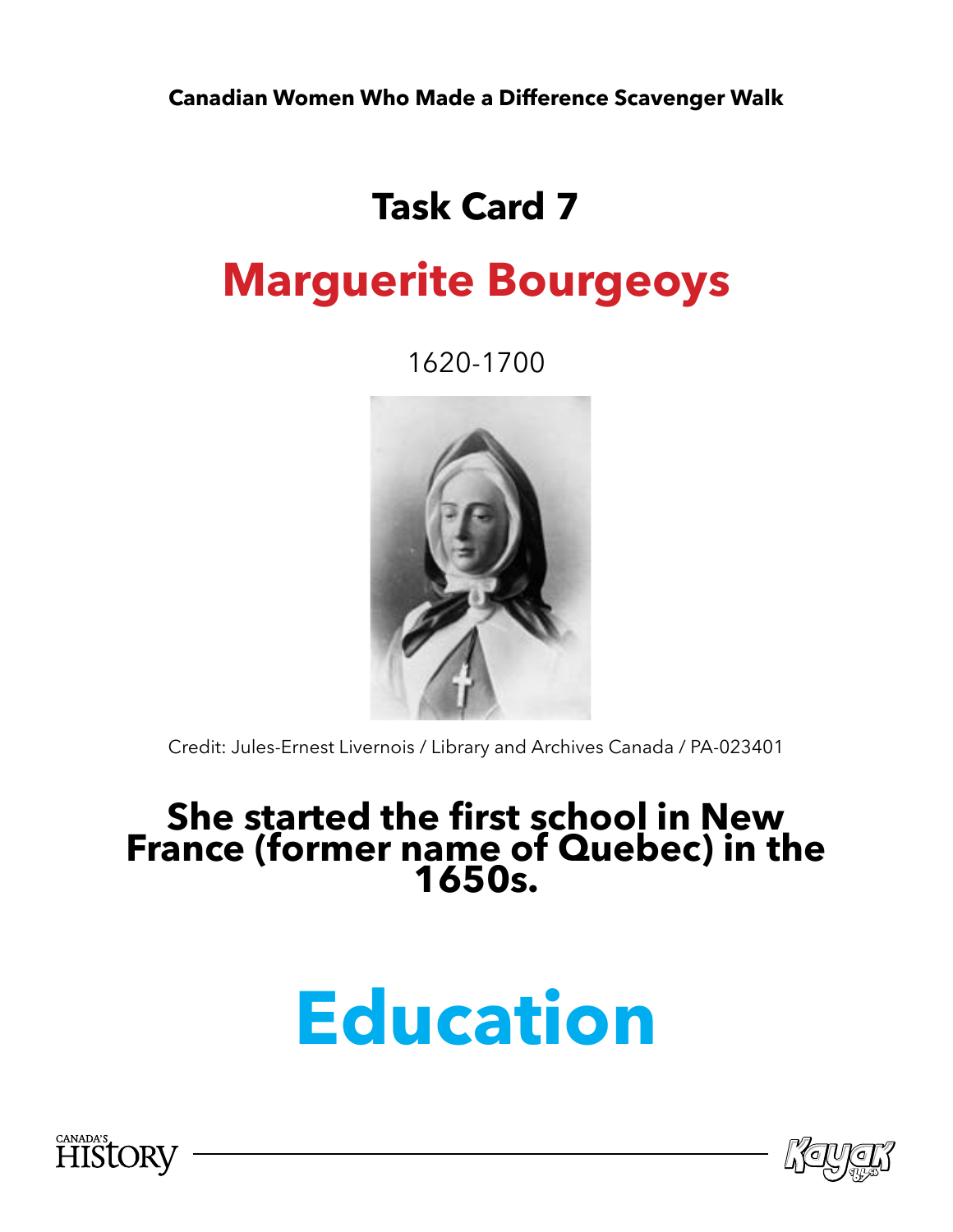**Canadian Women Who Made a Difference Scavenger Walk**

## Task Card 7

# Marguerite Bourgeoys

1620-1700

Credit: Jules-Ernest Livernois / Library and Archives Canada / PA-023401

**She started the first school in New France (former name of Quebec) in the 1650s.**

# Education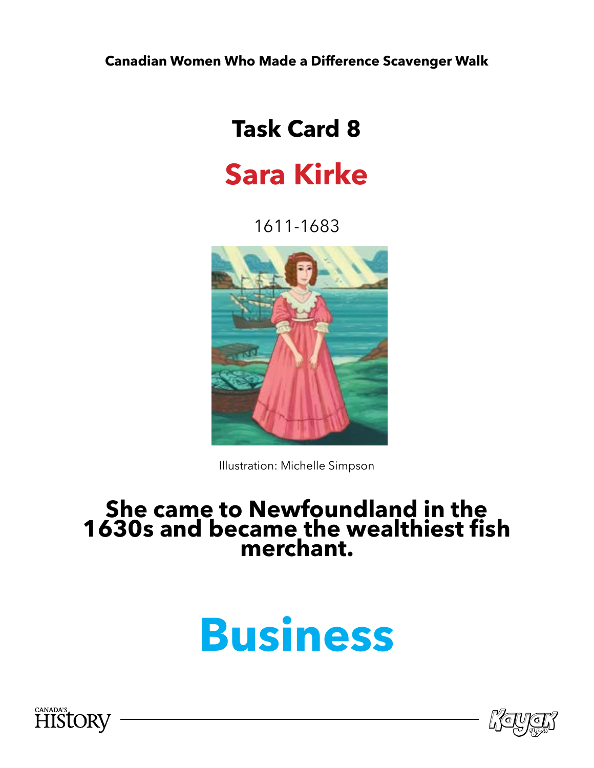**Canadian Women Who Made a Difference Scavenger Walk**

# Task Card 8

## Sara Kirke

1611-1683

Illustration: Michelle Simpson

**She came to Newfoundland in the 1630s and became the wealthiest fish merchant.**

# Business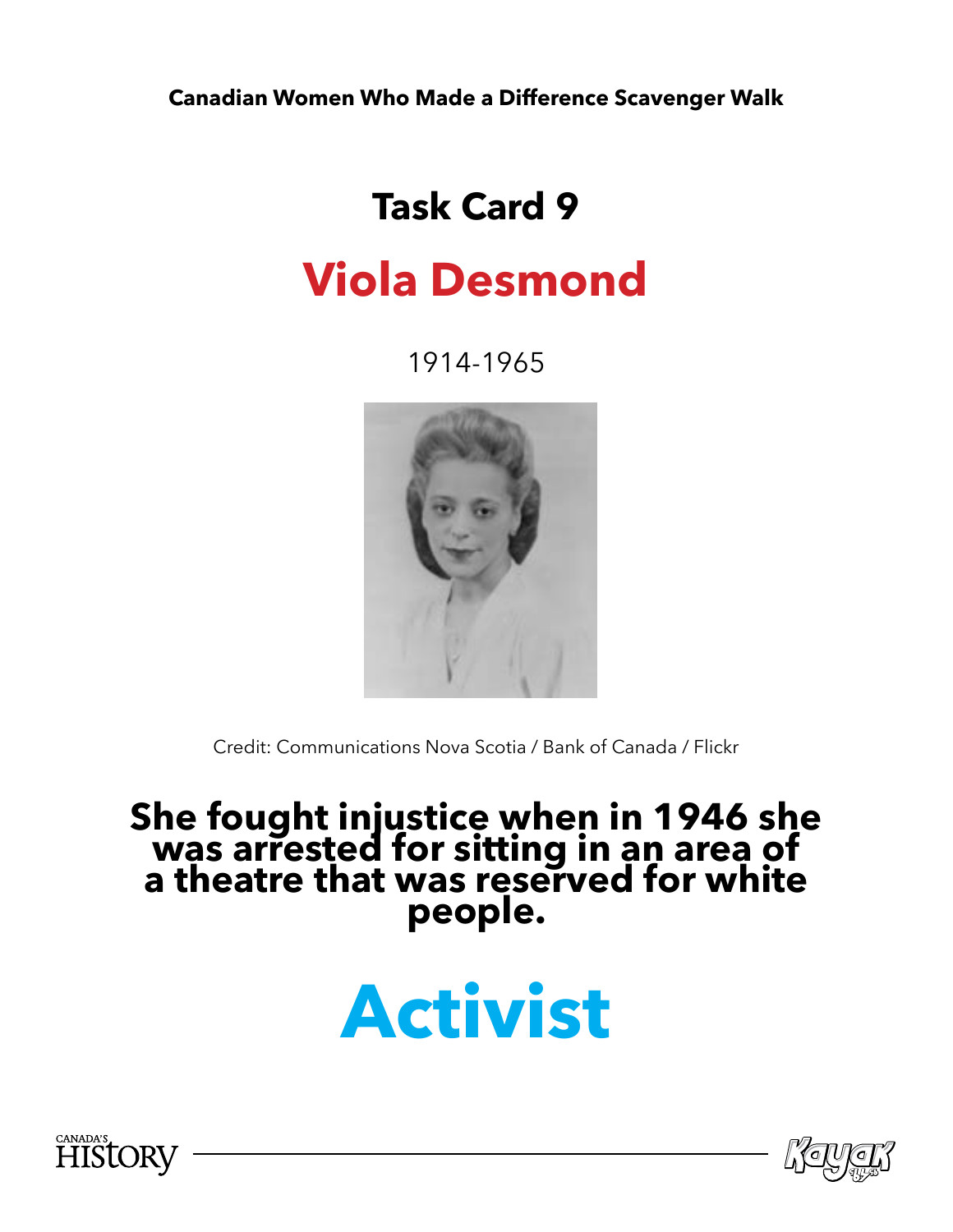**Canadian Women Who Made a Difference Scavenger Walk**

# Task Card 9

## Viola Desmond

1914-1965

Credit: Communications Nova Scotia / Bank of Canada / Flickr

**She fought injustice when in 1946 she was arrested for sitting in an area of a theatre that was reserved for white people.**

# Activist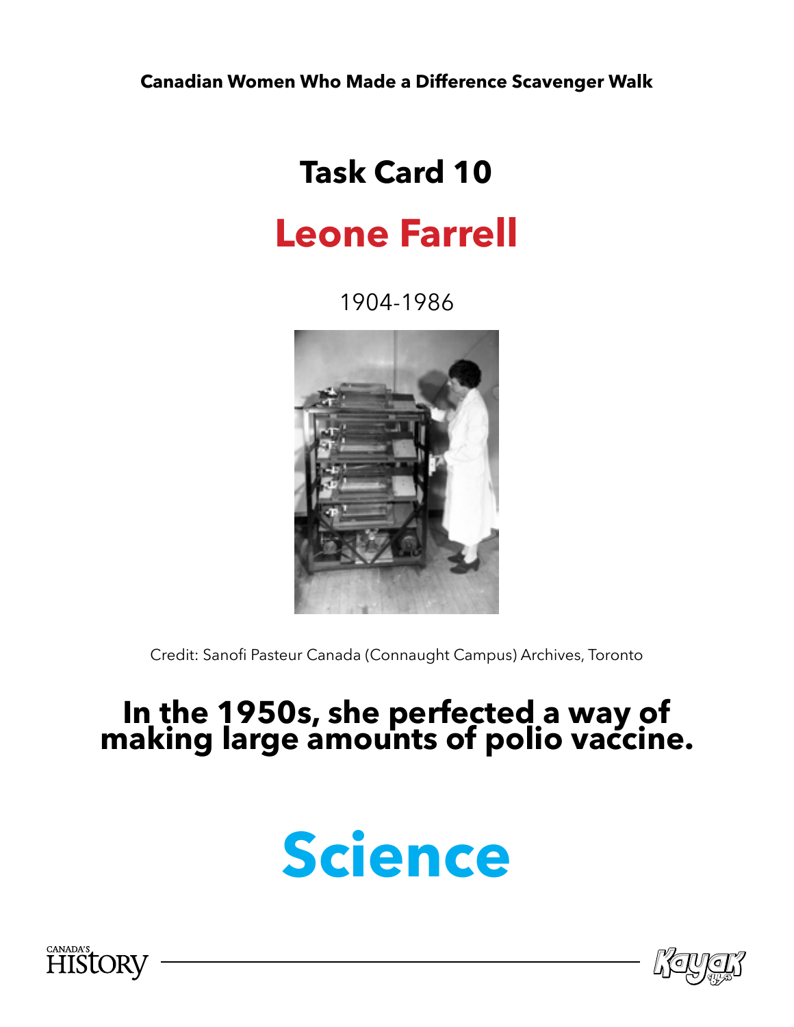**Canadian Women Who Made a Difference Scavenger Walk**

# Task Card 10

## Leone Farrell

1904-1986

Credit: Sanofi Pasteur Canada (Connaught Campus) Archives, Toronto

**In the 1950s, she perfected a way of making large amounts of polio vaccine.**

# Science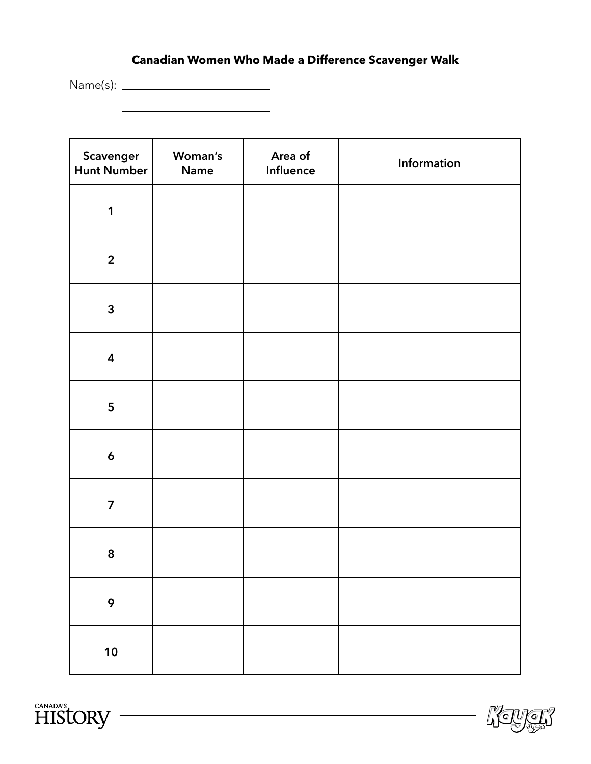**Canadian Women Who Made a Difference Scavenger Walk**

Name(s): ____________________

____________________

| Scavenger Hunt Number | Woman's Name | Area of Influence | Information |
|---|---|---|---|
| 1 | | | |
| 2 | | | |
| 3 | | | |
| 4 | | | |
| 5 | | | |
| 6 | | | |
| 7 | | | |
| 8 | | | |
| 9 | | | |
| 10 | | | |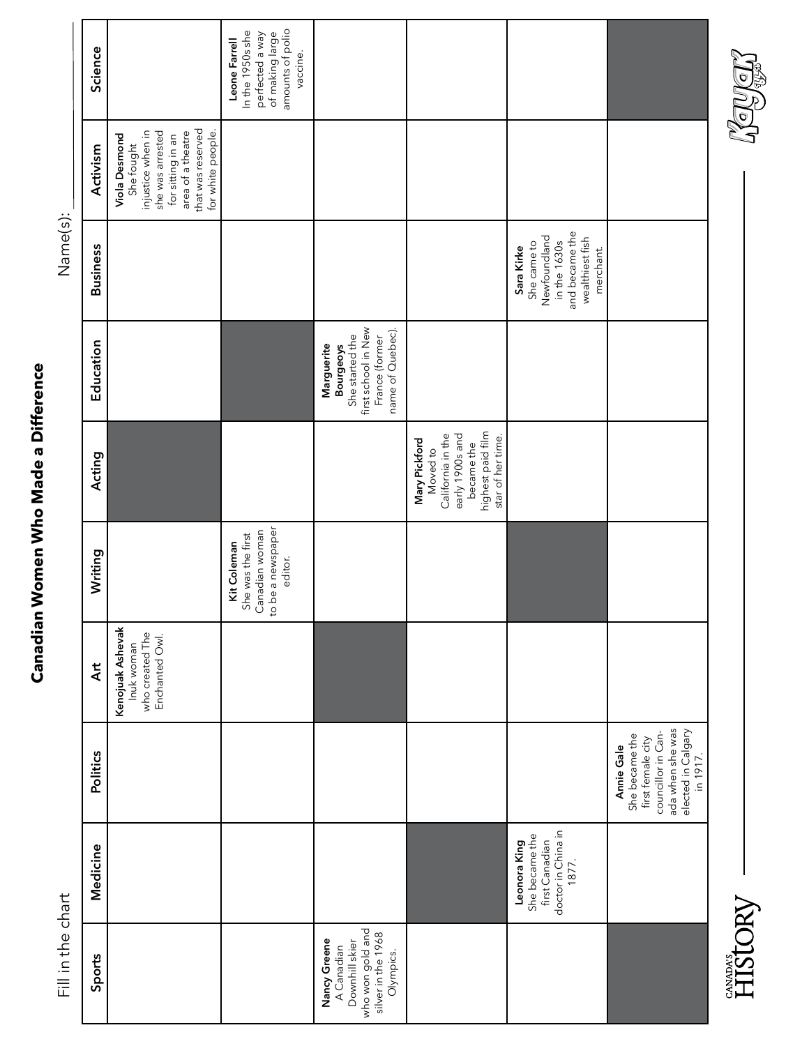# Canadian Women Who Made a Difference

Fill in the chart

Name(s): ____________________

| Sports | Medicine | Politics | Art | Writing | Acting | Education | Business | Activism | Science |
|---|---|---|---|---|---|---|---|---|---|
| | | | **Kenojuak Ashevak** Inuk woman who created The Enchanted Owl. | | | | | **Viola Desmond** She fought injustice when in she was arrested for sitting in an area of a theatre that was reserved for white people. | |
| | | | | **Kit Coleman** She was the first Canadian woman to be a newspaper editor. | | | | | **Leone Farrell** In the 1950s she perfected a way of making large amounts of polio vaccine. |
| **Nancy Greene** A Canadian Downhill skier who won gold and silver in the 1968 Olympics. | | | | | | **Marguerite Bourgeoys** She started the first school in New France (former name of Quebec). | | | |
| | | | | | **Mary Pickford** Moved to California in the early 1900s and became the highest paid film star of her time. | | | | |
| | **Leonora King** She became the first Canadian doctor in China in 1877. | | | | | | **Sara Kirke** She came to Newfoundland in the 1630s and became the wealthiest fish merchant. | | |
| | | **Annie Gale** She became the first female city councillor in Canada when she was elected in Calgary in 1917. | | | | | | | |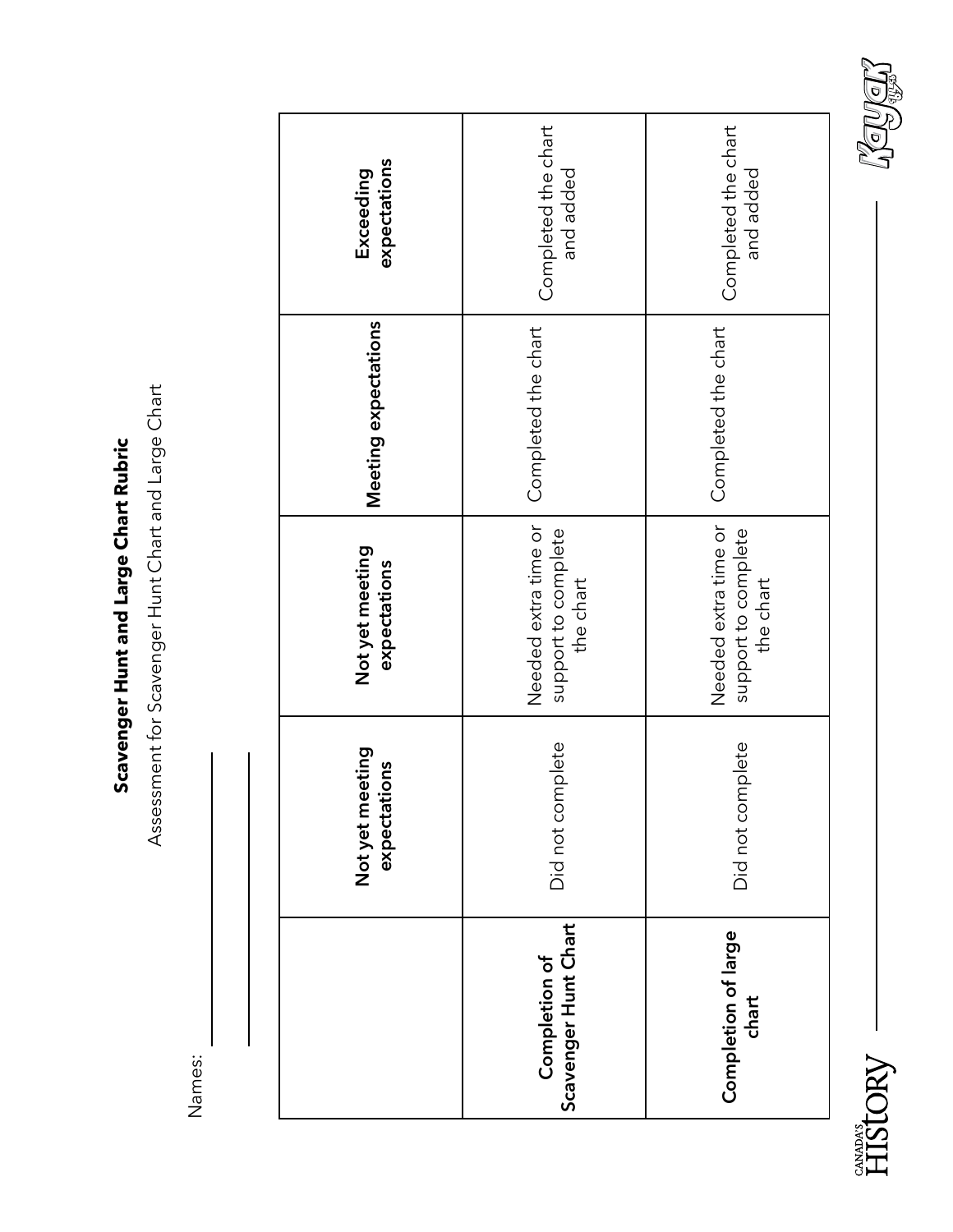# Scavenger Hunt and Large Chart Rubric

Assessment for Scavenger Hunt Chart and Large Chart

Names: ____________________

____________________

| | Not yet meeting expectations | Not yet meeting expectations | Meeting expectations | Exceeding expectations |
|---|---|---|---|---|
| **Completion of Scavenger Hunt Chart** | Did not complete | Needed extra time or support to complete the chart | Completed the chart | Completed the chart and added |
| **Completion of large chart** | Did not complete | Needed extra time or support to complete the chart | Completed the chart | Completed the chart and added |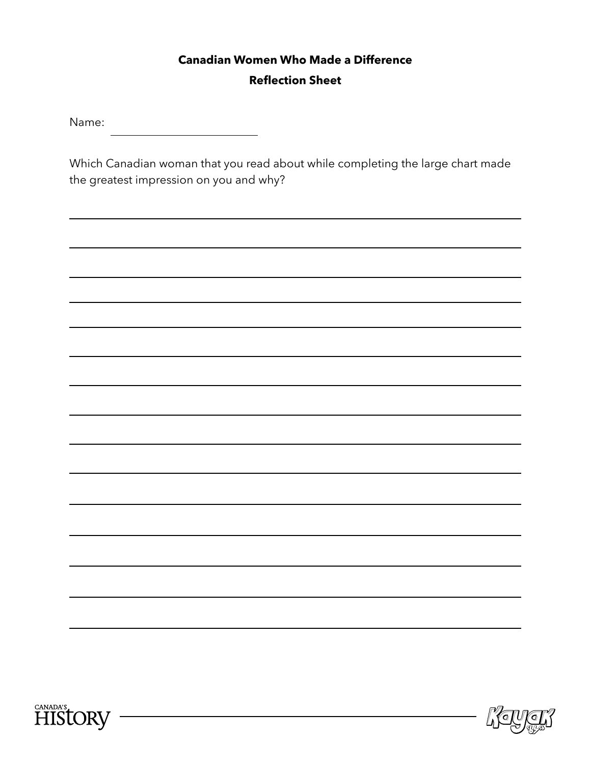**Canadian Women Who Made a Difference**

**Reflection Sheet**

Name: ______________________

Which Canadian woman that you read about while completing the large chart made the greatest impression on you and why?

_______________________________________________________________________________

_______________________________________________________________________________

_______________________________________________________________________________

_______________________________________________________________________________

_______________________________________________________________________________

_______________________________________________________________________________

_______________________________________________________________________________

_______________________________________________________________________________

_______________________________________________________________________________

_______________________________________________________________________________

_______________________________________________________________________________

_______________________________________________________________________________

_______________________________________________________________________________

_______________________________________________________________________________

_______________________________________________________________________________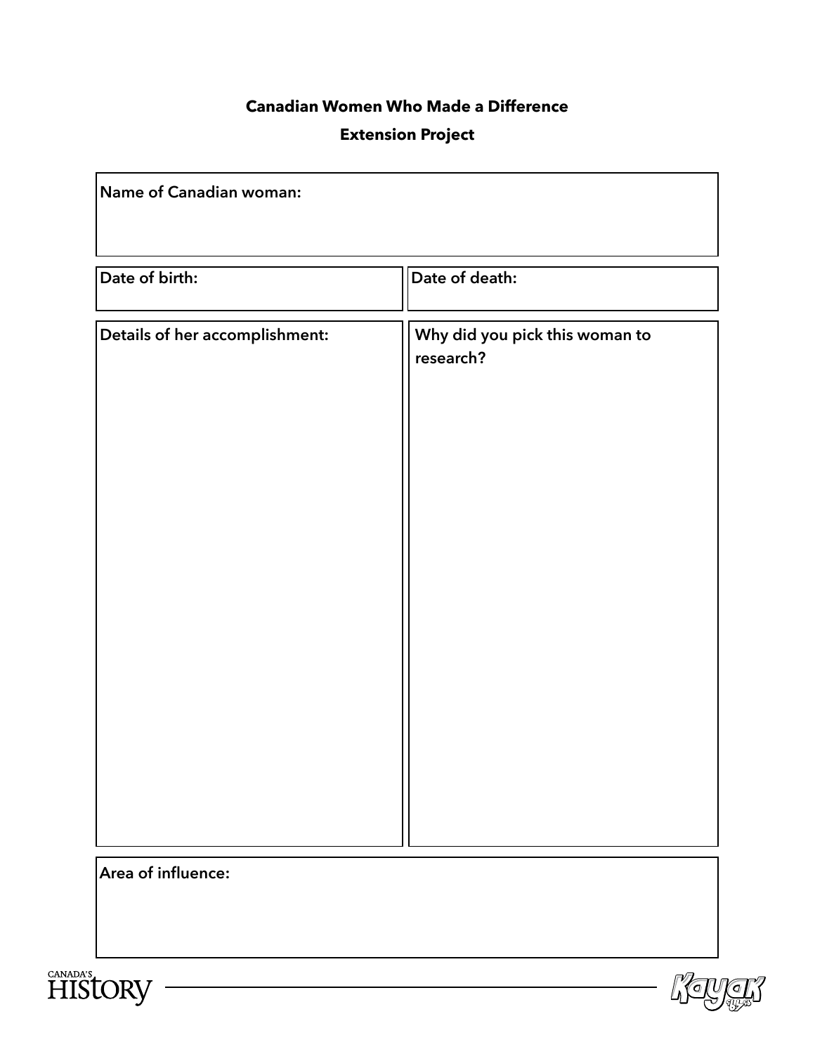## Canadian Women Who Made a Difference

### Extension Project

**Name of Canadian woman:**

**Date of birth:**

**Date of death:**

**Details of her accomplishment:**

**Why did you pick this woman to research?**

**Area of influence:**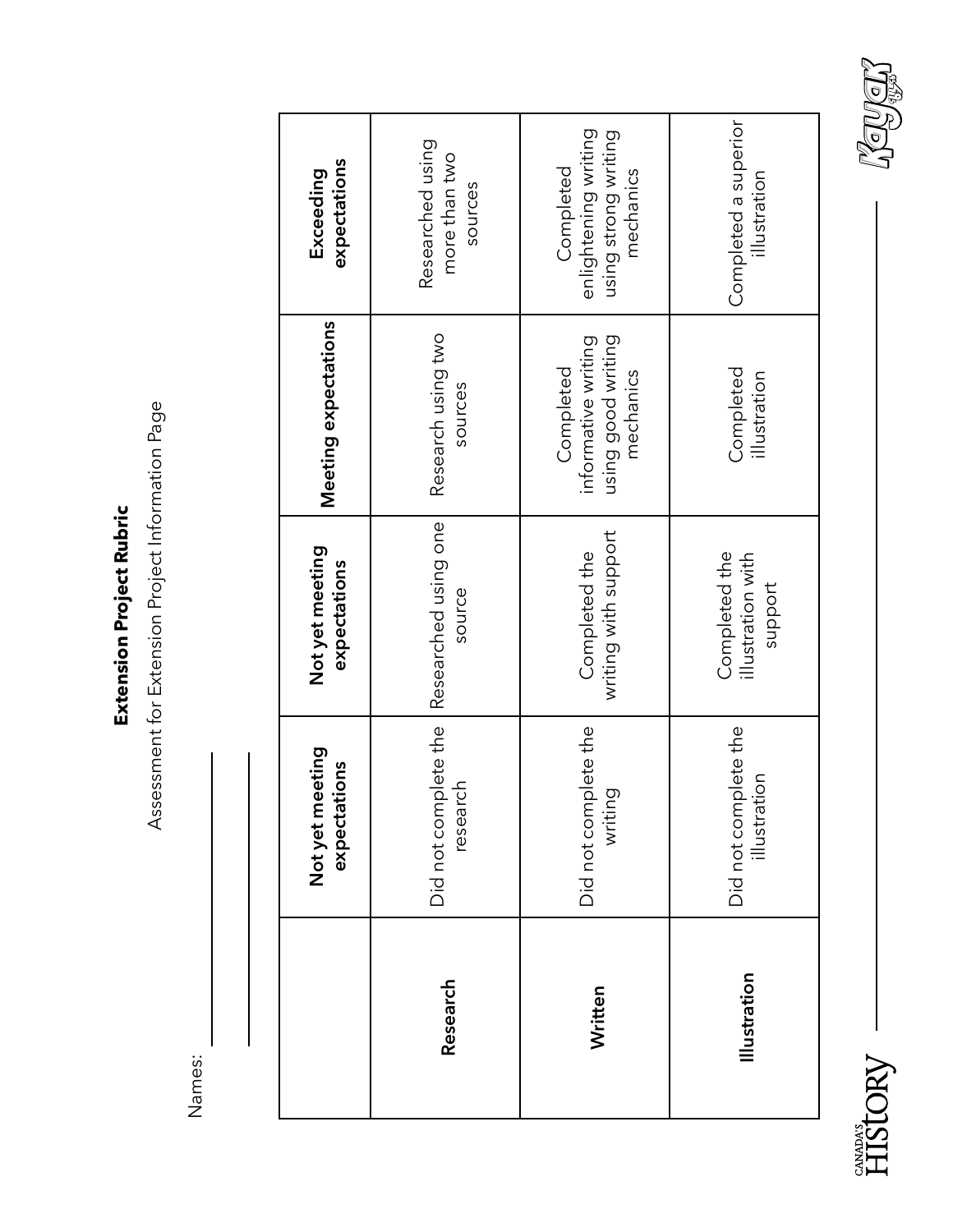**Extension Project Rubric**

Assessment for Extension Project Information Page

Names: ____________________

____________________

| | Not yet meeting expectations | Not yet meeting expectations | Meeting expectations | Exceeding expectations |
|---|---|---|---|---|
| **Research** | Did not complete the research | Researched using one source | Research using two sources | Researched using more than two sources |
| **Written** | Did not complete the writing | Completed the writing with support | Completed informative writing using good writing mechanics | Completed enlightening writing using strong writing mechanics |
| **Illustration** | Did not complete the illustration | Completed the illustration with support | Completed illustration | Completed a superior illustration |